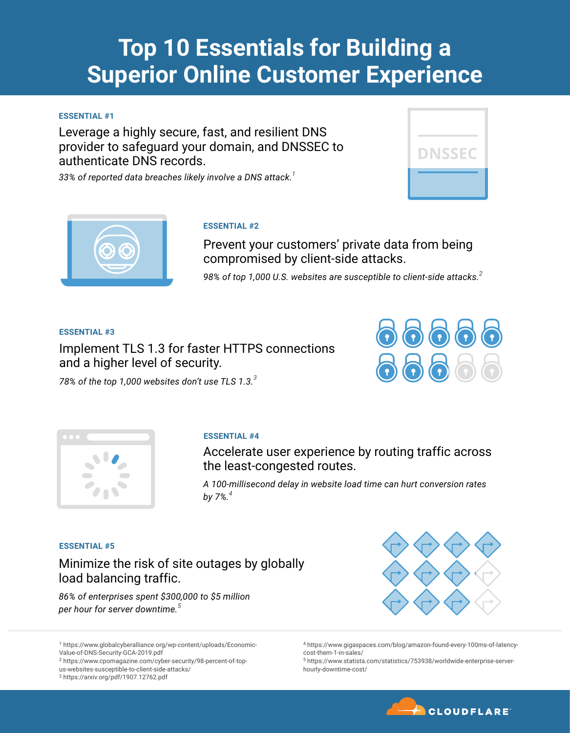# Top 10 Essentials for Building a Superior Online Customer Experience

**ESSENTIAL #1**

Leverage a highly secure, fast, and resilient DNS provider to safeguard your domain, and DNSSEC to authenticate DNS records.

*33% of reported data breaches likely involve a DNS attack.*[1]

**ESSENTIAL #2**

Prevent your customers' private data from being compromised by client-side attacks.

*98% of top 1,000 U.S. websites are susceptible to client-side attacks.*[2]

**ESSENTIAL #3**

Implement TLS 1.3 for faster HTTPS connections and a higher level of security.

*78% of the top 1,000 websites don't use TLS 1.3.*[3]

**ESSENTIAL #4**

Accelerate user experience by routing traffic across the least-congested routes.

*A 100-millisecond delay in website load time can hurt conversion rates by 7%.*[4]

**ESSENTIAL #5**

Minimize the risk of site outages by globally load balancing traffic.

*86% of enterprises spent $300,000 to $5 million per hour for server downtime.*[5]

---

[1] https://www.globalcyberalliance.org/wp-content/uploads/Economic-Value-of-DNS-Security-GCA-2019.pdf
[2] https://www.cpomagazine.com/cyber-security/98-percent-of-top-us-websites-susceptible-to-client-side-attacks/
[3] https://arxiv.org/pdf/1907.12762.pdf
[4] https://www.gigaspaces.com/blog/amazon-found-every-100ms-of-latency-cost-them-1-in-sales/
[5] https://www.statista.com/statistics/753938/worldwide-enterprise-server-hourly-downtime-cost/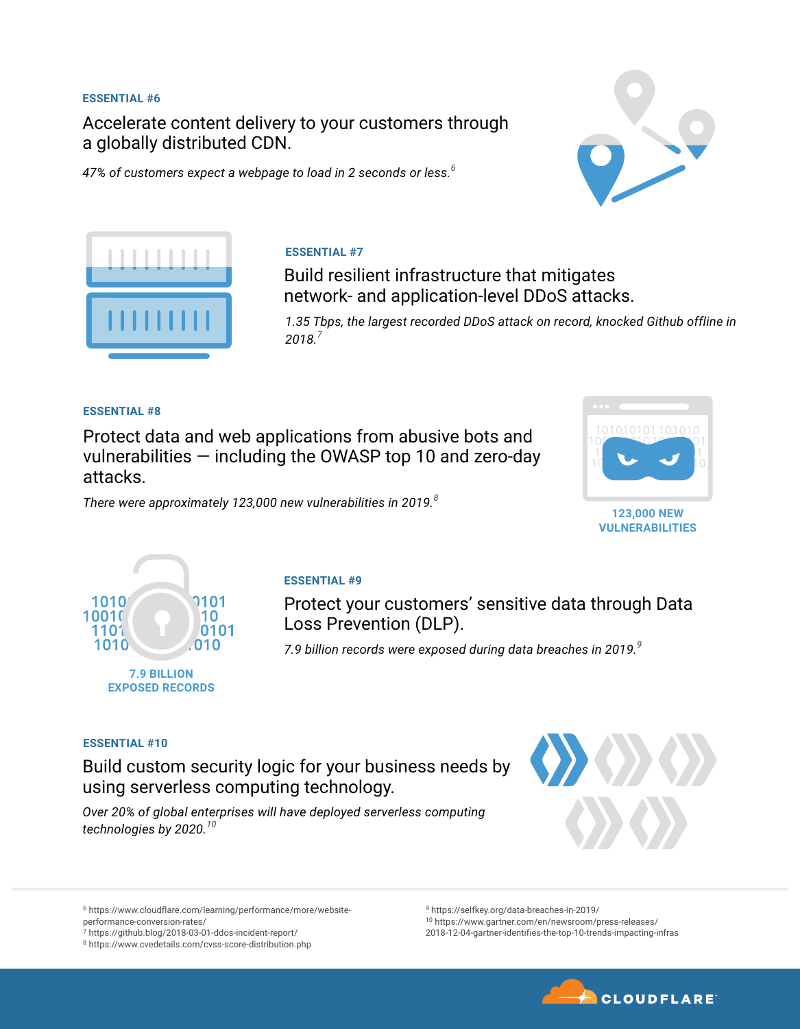**ESSENTIAL #6**

## Accelerate content delivery to your customers through a globally distributed CDN.

*47% of customers expect a webpage to load in 2 seconds or less.*[6]

**ESSENTIAL #7**

## Build resilient infrastructure that mitigates network- and application-level DDoS attacks.

*1.35 Tbps, the largest recorded DDoS attack on record, knocked Github offline in 2018.*[7]

**ESSENTIAL #8**

## Protect data and web applications from abusive bots and vulnerabilities — including the OWASP top 10 and zero-day attacks.

*There were approximately 123,000 new vulnerabilities in 2019.*[8]

**123,000 NEW VULNERABILITIES**

**7.9 BILLION EXPOSED RECORDS**

**ESSENTIAL #9**

## Protect your customers' sensitive data through Data Loss Prevention (DLP).

*7.9 billion records were exposed during data breaches in 2019.*[9]

**ESSENTIAL #10**

## Build custom security logic for your business needs by using serverless computing technology.

*Over 20% of global enterprises will have deployed serverless computing technologies by 2020.*[10]

---

[6] https://www.cloudflare.com/learning/performance/more/website-performance-conversion-rates/
[7] https://github.blog/2018-03-01-ddos-incident-report/
[8] https://www.cvedetails.com/cvss-score-distribution.php
[9] https://selfkey.org/data-breaches-in-2019/
[10] https://www.gartner.com/en/newsroom/press-releases/2018-12-04-gartner-identifies-the-top-10-trends-impacting-infras

CLOUDFLARE